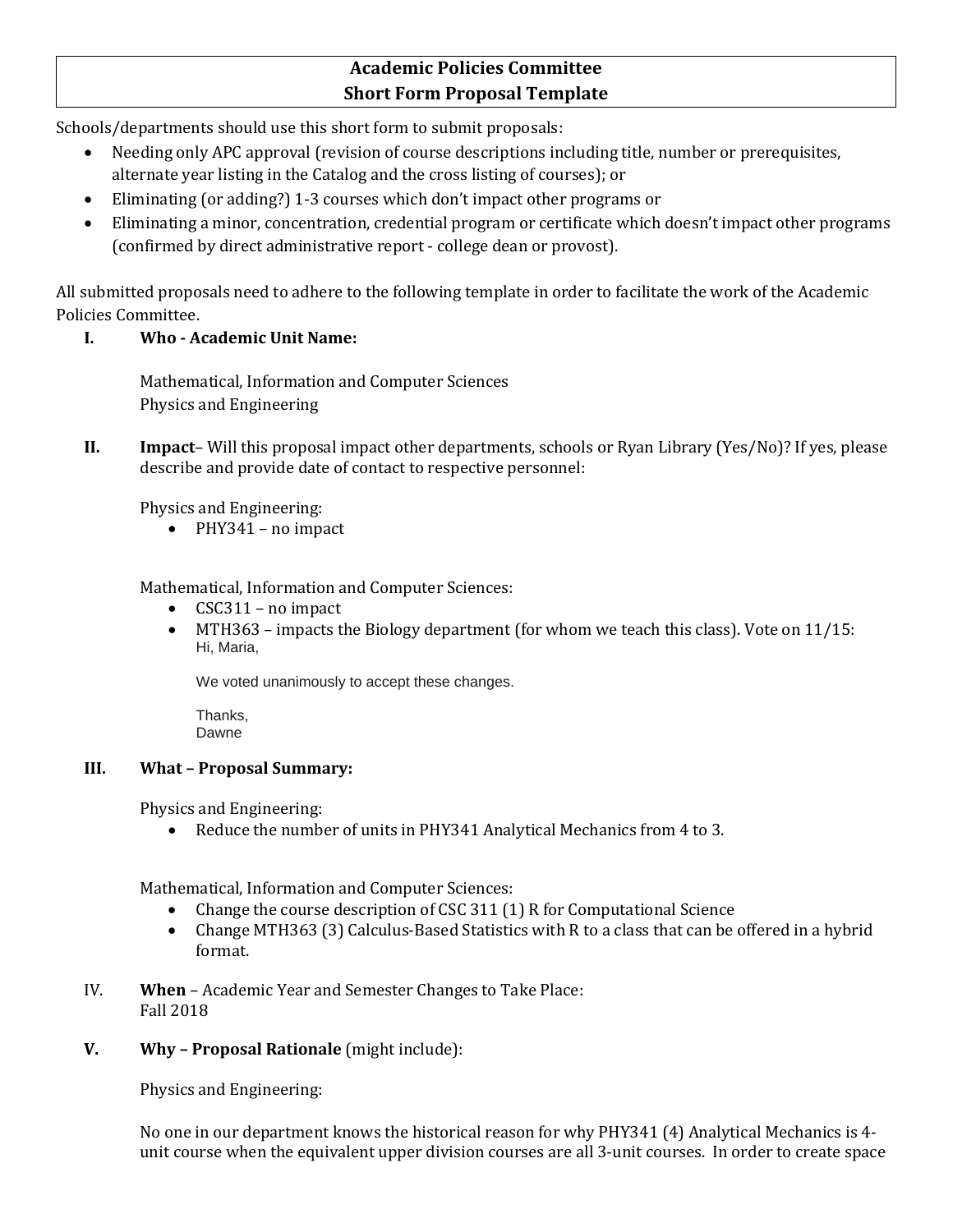## Academic Policies Committee
## Short Form Proposal Template

Schools/departments should use this short form to submit proposals:

- Needing only APC approval (revision of course descriptions including title, number or prerequisites, alternate year listing in the Catalog and the cross listing of courses); or
- Eliminating (or adding?) 1-3 courses which don't impact other programs or
- Eliminating a minor, concentration, credential program or certificate which doesn't impact other programs (confirmed by direct administrative report - college dean or provost).

All submitted proposals need to adhere to the following template in order to facilitate the work of the Academic Policies Committee.

**I. Who - Academic Unit Name:**

Mathematical, Information and Computer Sciences
Physics and Engineering

**II. Impact**– Will this proposal impact other departments, schools or Ryan Library (Yes/No)? If yes, please describe and provide date of contact to respective personnel:

Physics and Engineering:

- PHY341 – no impact

Mathematical, Information and Computer Sciences:

- CSC311 – no impact
- MTH363 – impacts the Biology department (for whom we teach this class). Vote on 11/15:

  Hi, Maria,

  We voted unanimously to accept these changes.

  Thanks,
  Dawne

**III. What – Proposal Summary:**

Physics and Engineering:

- Reduce the number of units in PHY341 Analytical Mechanics from 4 to 3.

Mathematical, Information and Computer Sciences:

- Change the course description of CSC 311 (1) R for Computational Science
- Change MTH363 (3) Calculus-Based Statistics with R to a class that can be offered in a hybrid format.

IV. **When** – Academic Year and Semester Changes to Take Place:
Fall 2018

**V. Why – Proposal Rationale** (might include):

Physics and Engineering:

No one in our department knows the historical reason for why PHY341 (4) Analytical Mechanics is 4-unit course when the equivalent upper division courses are all 3-unit courses. In order to create space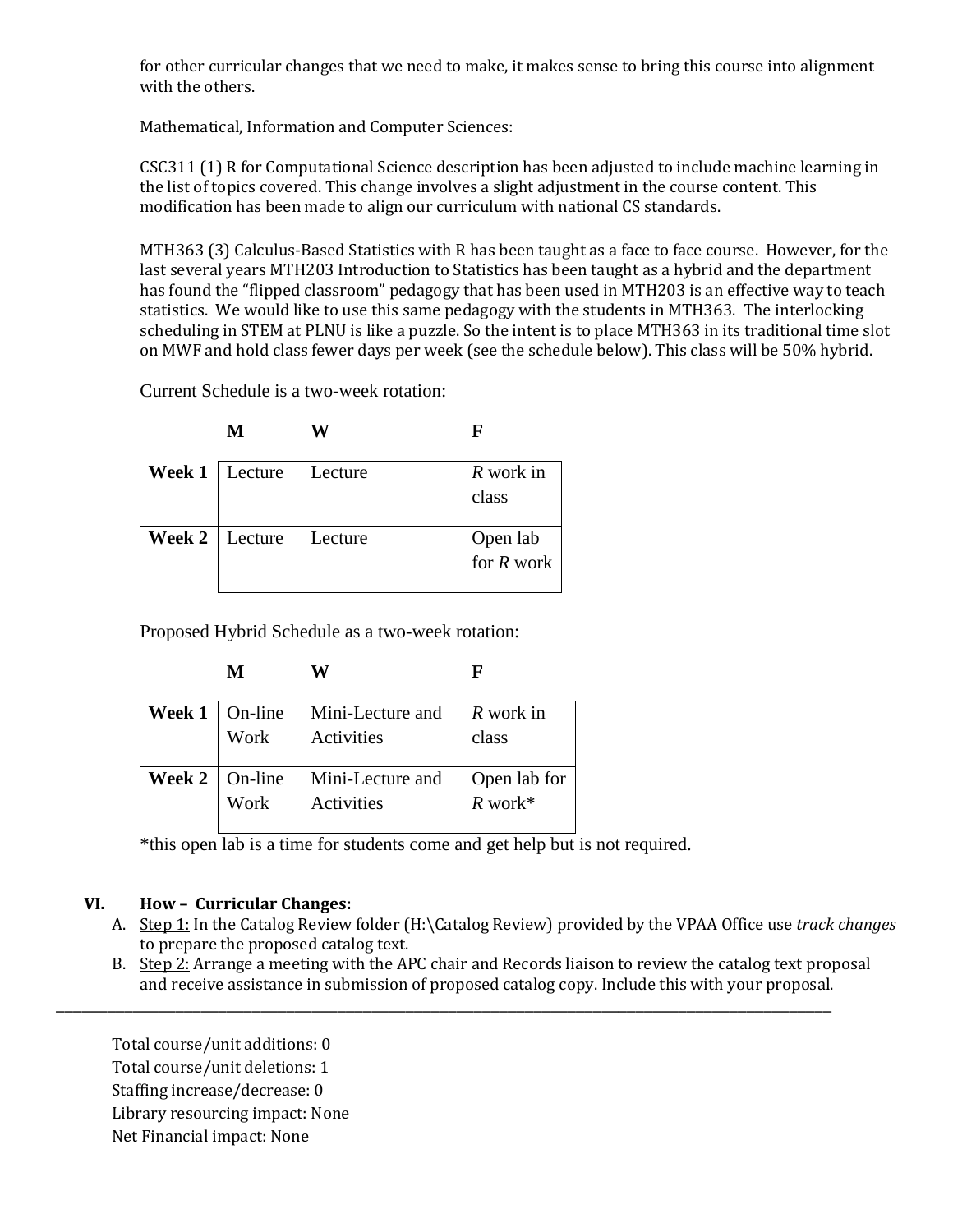for other curricular changes that we need to make, it makes sense to bring this course into alignment with the others.

Mathematical, Information and Computer Sciences:

CSC311 (1) R for Computational Science description has been adjusted to include machine learning in the list of topics covered. This change involves a slight adjustment in the course content. This modification has been made to align our curriculum with national CS standards.

MTH363 (3) Calculus-Based Statistics with R has been taught as a face to face course. However, for the last several years MTH203 Introduction to Statistics has been taught as a hybrid and the department has found the "flipped classroom" pedagogy that has been used in MTH203 is an effective way to teach statistics. We would like to use this same pedagogy with the students in MTH363. The interlocking scheduling in STEM at PLNU is like a puzzle. So the intent is to place MTH363 in its traditional time slot on MWF and hold class fewer days per week (see the schedule below). This class will be 50% hybrid.

Current Schedule is a two-week rotation:

| | **M** | **W** | **F** |
|---|---|---|---|
| **Week 1** | Lecture | Lecture | *R* work in class |
| **Week 2** | Lecture | Lecture | Open lab for *R* work |

Proposed Hybrid Schedule as a two-week rotation:

| | **M** | **W** | **F** |
|---|---|---|---|
| **Week 1** | On-line Work | Mini-Lecture and Activities | *R* work in class |
| **Week 2** | On-line Work | Mini-Lecture and Activities | Open lab for *R* work* |

*this open lab is a time for students come and get help but is not required.

## VI. How – Curricular Changes:

A. Step 1: In the Catalog Review folder (H:\Catalog Review) provided by the VPAA Office use *track changes* to prepare the proposed catalog text.

B. Step 2: Arrange a meeting with the APC chair and Records liaison to review the catalog text proposal and receive assistance in submission of proposed catalog copy. Include this with your proposal.

---

Total course/unit additions: 0
Total course/unit deletions: 1
Staffing increase/decrease: 0
Library resourcing impact: None
Net Financial impact: None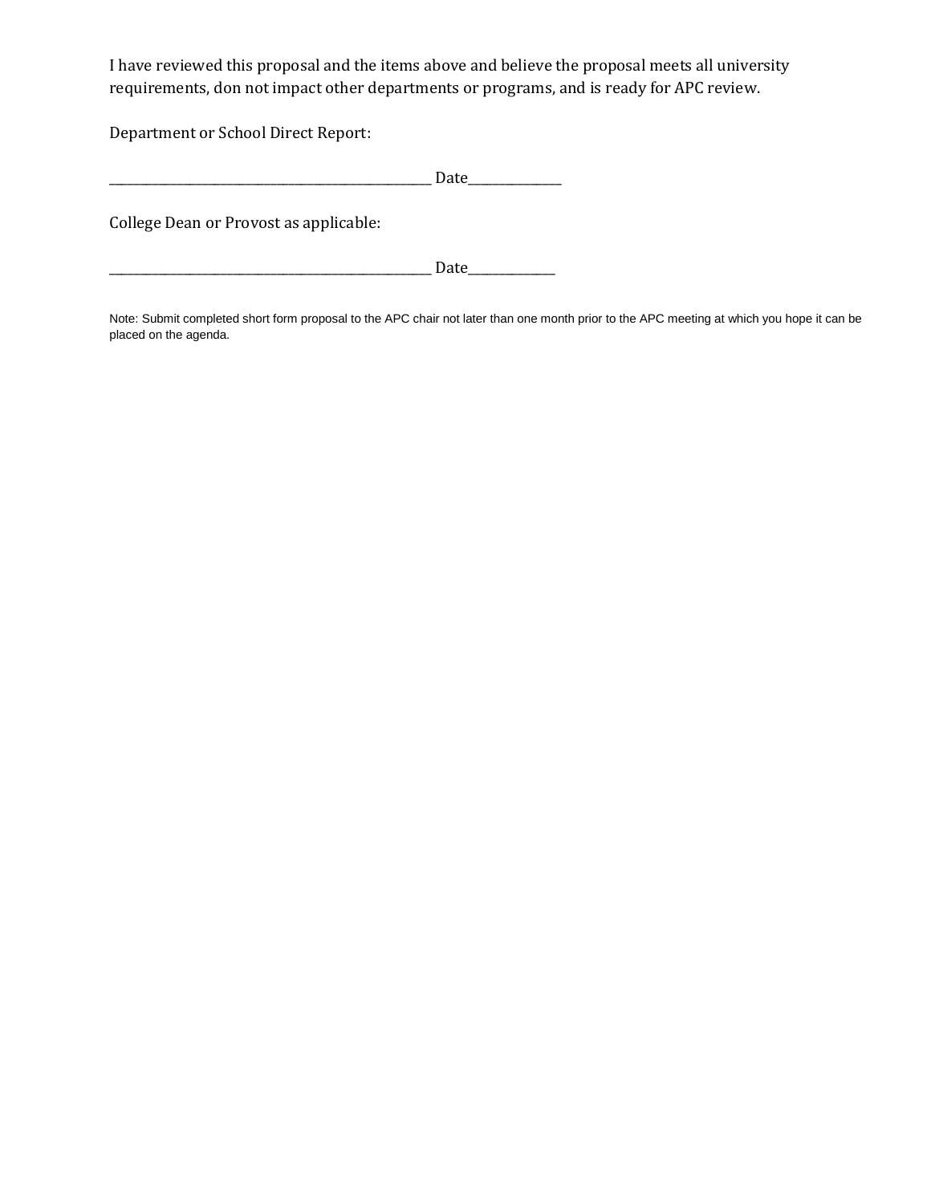I have reviewed this proposal and the items above and believe the proposal meets all university requirements, don not impact other departments or programs, and is ready for APC review.

Department or School Direct Report:

_______________________________________________ Date______________

College Dean or Provost as applicable:

_______________________________________________ Date_____________

Note: Submit completed short form proposal to the APC chair not later than one month prior to the APC meeting at which you hope it can be placed on the agenda.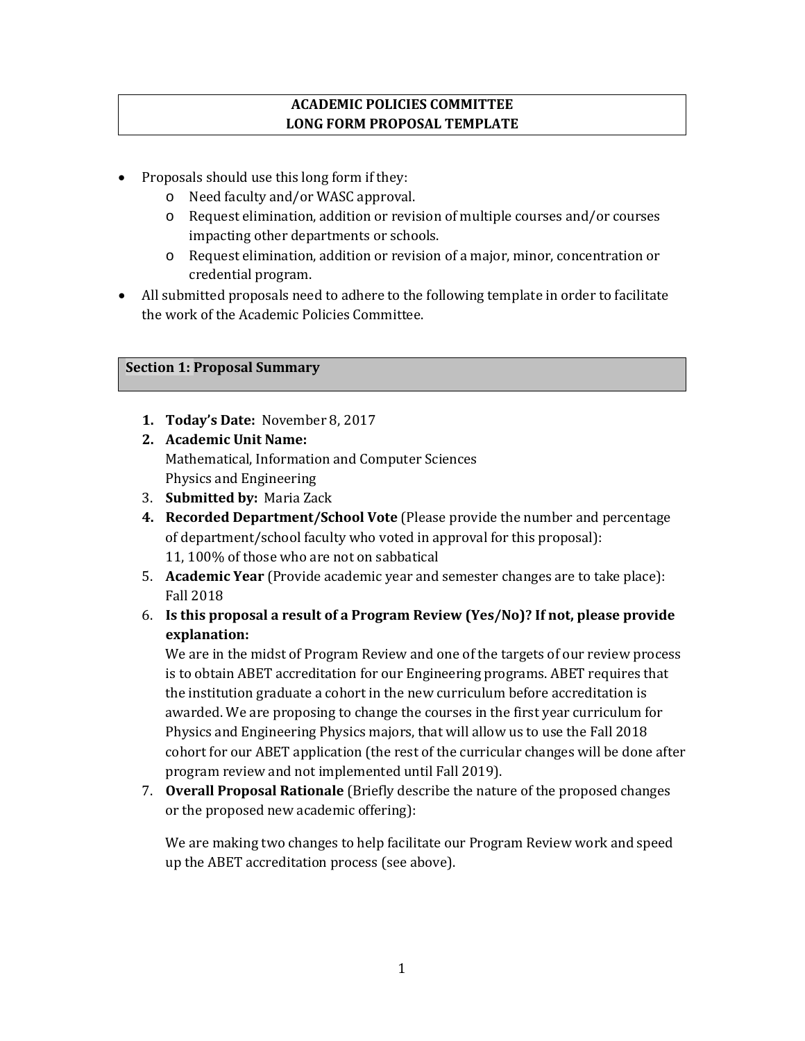**ACADEMIC POLICIES COMMITTEE**
**LONG FORM PROPOSAL TEMPLATE**

- Proposals should use this long form if they:
  - Need faculty and/or WASC approval.
  - Request elimination, addition or revision of multiple courses and/or courses impacting other departments or schools.
  - Request elimination, addition or revision of a major, minor, concentration or credential program.
- All submitted proposals need to adhere to the following template in order to facilitate the work of the Academic Policies Committee.

## Section 1: Proposal Summary

1. **Today's Date:** November 8, 2017
2. **Academic Unit Name:**
   Mathematical, Information and Computer Sciences
   Physics and Engineering
3. **Submitted by:** Maria Zack
4. **Recorded Department/School Vote** (Please provide the number and percentage of department/school faculty who voted in approval for this proposal):
   11, 100% of those who are not on sabbatical
5. **Academic Year** (Provide academic year and semester changes are to take place):
   Fall 2018
6. **Is this proposal a result of a Program Review (Yes/No)? If not, please provide explanation:**
   We are in the midst of Program Review and one of the targets of our review process is to obtain ABET accreditation for our Engineering programs. ABET requires that the institution graduate a cohort in the new curriculum before accreditation is awarded. We are proposing to change the courses in the first year curriculum for Physics and Engineering Physics majors, that will allow us to use the Fall 2018 cohort for our ABET application (the rest of the curricular changes will be done after program review and not implemented until Fall 2019).
7. **Overall Proposal Rationale** (Briefly describe the nature of the proposed changes or the proposed new academic offering):

   We are making two changes to help facilitate our Program Review work and speed up the ABET accreditation process (see above).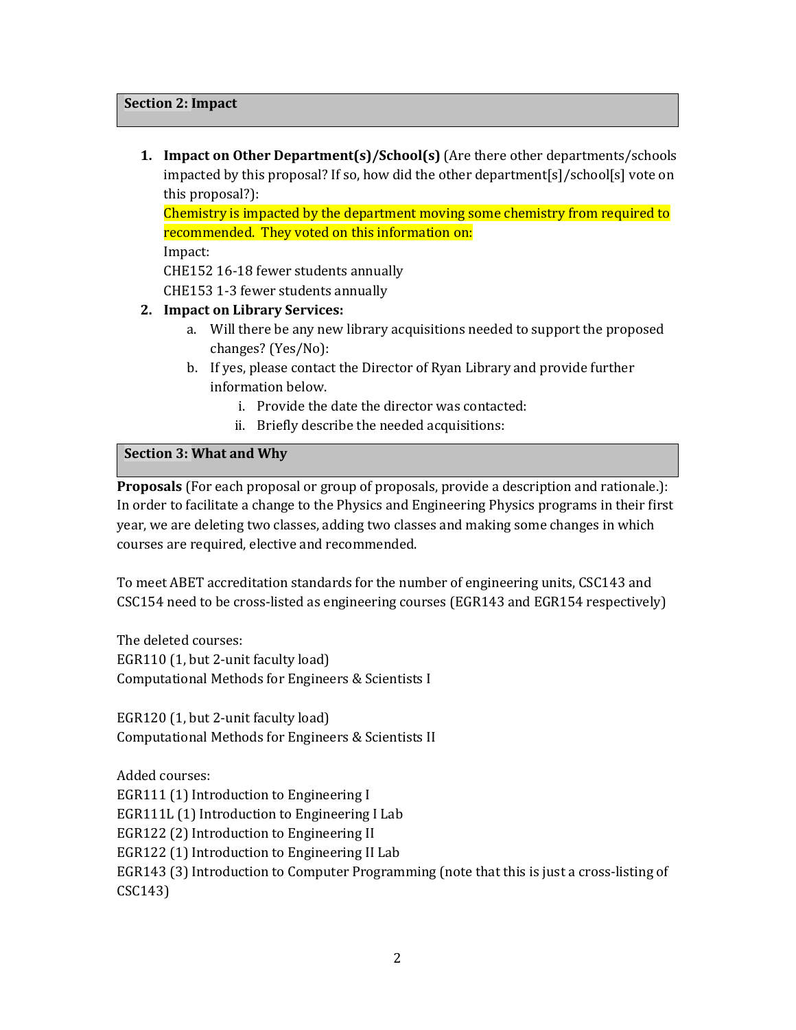## Section 2: Impact

1. **Impact on Other Department(s)/School(s)** (Are there other departments/schools impacted by this proposal? If so, how did the other department[s]/school[s] vote on this proposal?):
   Chemistry is impacted by the department moving some chemistry from required to recommended. They voted on this information on:
   Impact:
   CHE152 16-18 fewer students annually
   CHE153 1-3 fewer students annually
2. **Impact on Library Services:**
   a. Will there be any new library acquisitions needed to support the proposed changes? (Yes/No):
   b. If yes, please contact the Director of Ryan Library and provide further information below.
      i. Provide the date the director was contacted:
      ii. Briefly describe the needed acquisitions:

## Section 3: What and Why

**Proposals** (For each proposal or group of proposals, provide a description and rationale.): In order to facilitate a change to the Physics and Engineering Physics programs in their first year, we are deleting two classes, adding two classes and making some changes in which courses are required, elective and recommended.

To meet ABET accreditation standards for the number of engineering units, CSC143 and CSC154 need to be cross-listed as engineering courses (EGR143 and EGR154 respectively)

The deleted courses:
EGR110 (1, but 2-unit faculty load)
Computational Methods for Engineers & Scientists I

EGR120 (1, but 2-unit faculty load)
Computational Methods for Engineers & Scientists II

Added courses:
EGR111 (1) Introduction to Engineering I
EGR111L (1) Introduction to Engineering I Lab
EGR122 (2) Introduction to Engineering II
EGR122 (1) Introduction to Engineering II Lab
EGR143 (3) Introduction to Computer Programming (note that this is just a cross-listing of CSC143)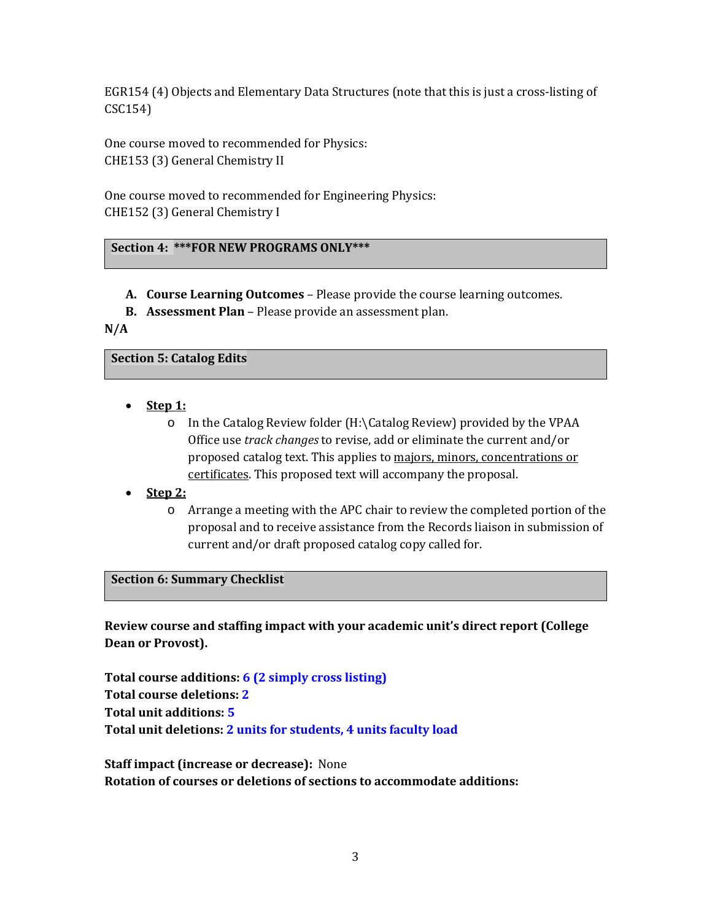EGR154 (4) Objects and Elementary Data Structures (note that this is just a cross-listing of CSC154)

One course moved to recommended for Physics:
CHE153 (3) General Chemistry II

One course moved to recommended for Engineering Physics:
CHE152 (3) General Chemistry I

## Section 4: ***FOR NEW PROGRAMS ONLY***

- **A. Course Learning Outcomes** – Please provide the course learning outcomes.
- **B. Assessment Plan** – Please provide an assessment plan.

**N/A**

## Section 5: Catalog Edits

- **Step 1:**
  - In the Catalog Review folder (H:\Catalog Review) provided by the VPAA Office use *track changes* to revise, add or eliminate the current and/or proposed catalog text. This applies to majors, minors, concentrations or certificates. This proposed text will accompany the proposal.
- **Step 2:**
  - Arrange a meeting with the APC chair to review the completed portion of the proposal and to receive assistance from the Records liaison in submission of current and/or draft proposed catalog copy called for.

## Section 6: Summary Checklist

**Review course and staffing impact with your academic unit's direct report (College Dean or Provost).**

**Total course additions: 6 (2 simply cross listing)**
**Total course deletions: 2**
**Total unit additions: 5**
**Total unit deletions: 2 units for students, 4 units faculty load**

**Staff impact (increase or decrease):** None
**Rotation of courses or deletions of sections to accommodate additions:**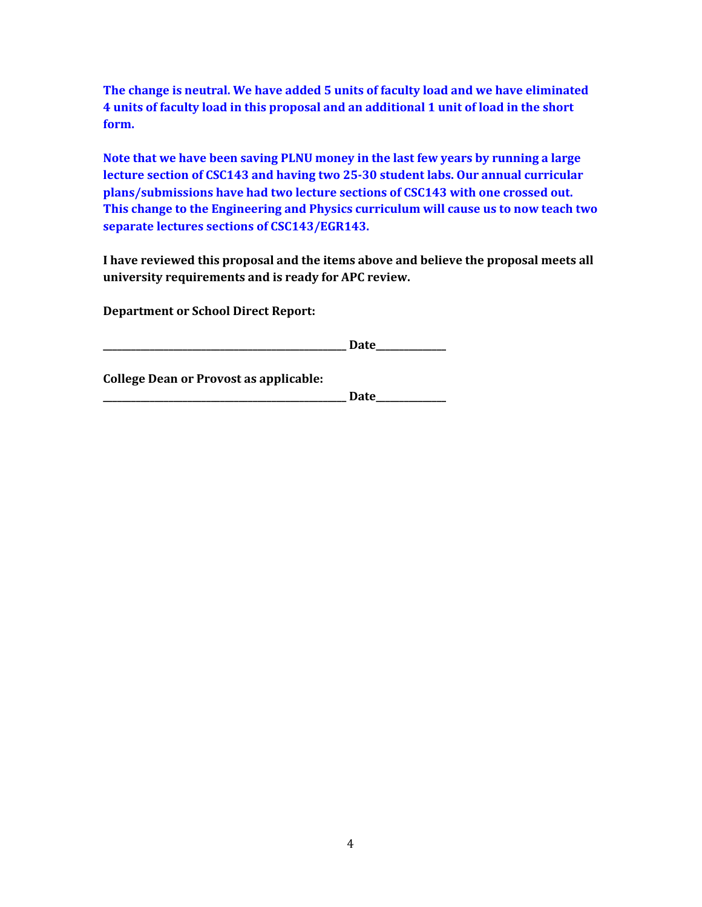**The change is neutral. We have added 5 units of faculty load and we have eliminated 4 units of faculty load in this proposal and an additional 1 unit of load in the short form.**

**Note that we have been saving PLNU money in the last few years by running a large lecture section of CSC143 and having two 25-30 student labs. Our annual curricular plans/submissions have had two lecture sections of CSC143 with one crossed out. This change to the Engineering and Physics curriculum will cause us to now teach two separate lectures sections of CSC143/EGR143.**

**I have reviewed this proposal and the items above and believe the proposal meets all university requirements and is ready for APC review.**

**Department or School Direct Report:**

**_______________________________________________ Date_____________**

**College Dean or Provost as applicable:**

**_______________________________________________ Date_____________**